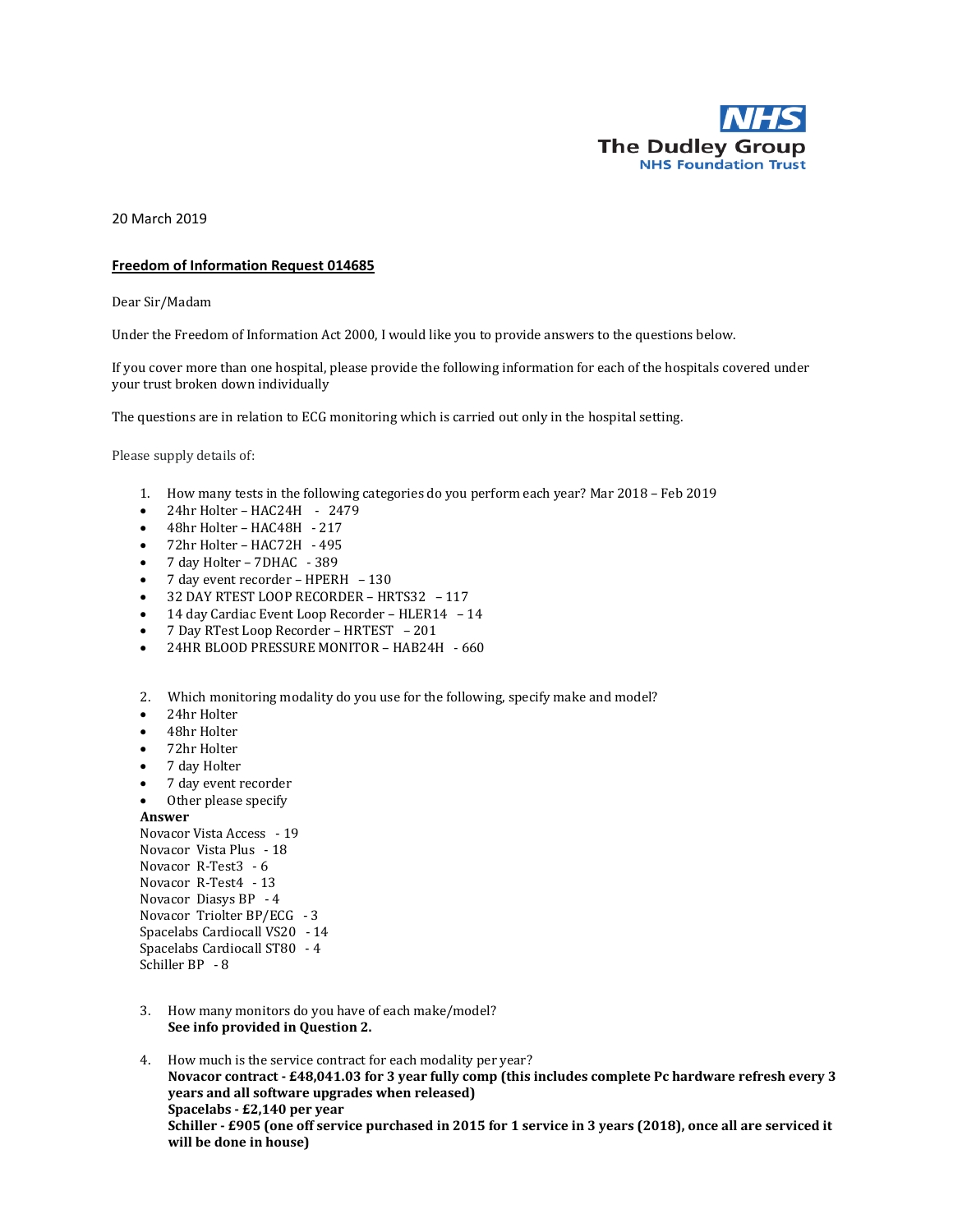NHS
The Dudley Group
NHS Foundation Trust

20 March 2019

**Freedom of Information Request 014685**

Dear Sir/Madam

Under the Freedom of Information Act 2000, I would like you to provide answers to the questions below.

If you cover more than one hospital, please provide the following information for each of the hospitals covered under your trust broken down individually

The questions are in relation to ECG monitoring which is carried out only in the hospital setting.

Please supply details of:

1. How many tests in the following categories do you perform each year? Mar 2018 – Feb 2019
   - 24hr Holter – HAC24H - 2479
   - 48hr Holter – HAC48H - 217
   - 72hr Holter – HAC72H - 495
   - 7 day Holter – 7DHAC - 389
   - 7 day event recorder – HPERH – 130
   - 32 DAY RTEST LOOP RECORDER – HRTS32 – 117
   - 14 day Cardiac Event Loop Recorder – HLER14 – 14
   - 7 Day RTest Loop Recorder – HRTEST – 201
   - 24HR BLOOD PRESSURE MONITOR – HAB24H - 660

2. Which monitoring modality do you use for the following, specify make and model?
   - 24hr Holter
   - 48hr Holter
   - 72hr Holter
   - 7 day Holter
   - 7 day event recorder
   - Other please specify

   **Answer**  
   Novacor Vista Access - 19  
   Novacor Vista Plus - 18  
   Novacor R-Test3 - 6  
   Novacor R-Test4 - 13  
   Novacor Diasys BP - 4  
   Novacor Triolter BP/ECG - 3  
   Spacelabs Cardiocall VS20 - 14  
   Spacelabs Cardiocall ST80 - 4  
   Schiller BP - 8

3. How many monitors do you have of each make/model?  
   **See info provided in Question 2.**

4. How much is the service contract for each modality per year?  
   **Novacor contract - £48,041.03 for 3 year fully comp (this includes complete Pc hardware refresh every 3 years and all software upgrades when released)**  
   **Spacelabs - £2,140 per year**  
   **Schiller - £905 (one off service purchased in 2015 for 1 service in 3 years (2018), once all are serviced it will be done in house)**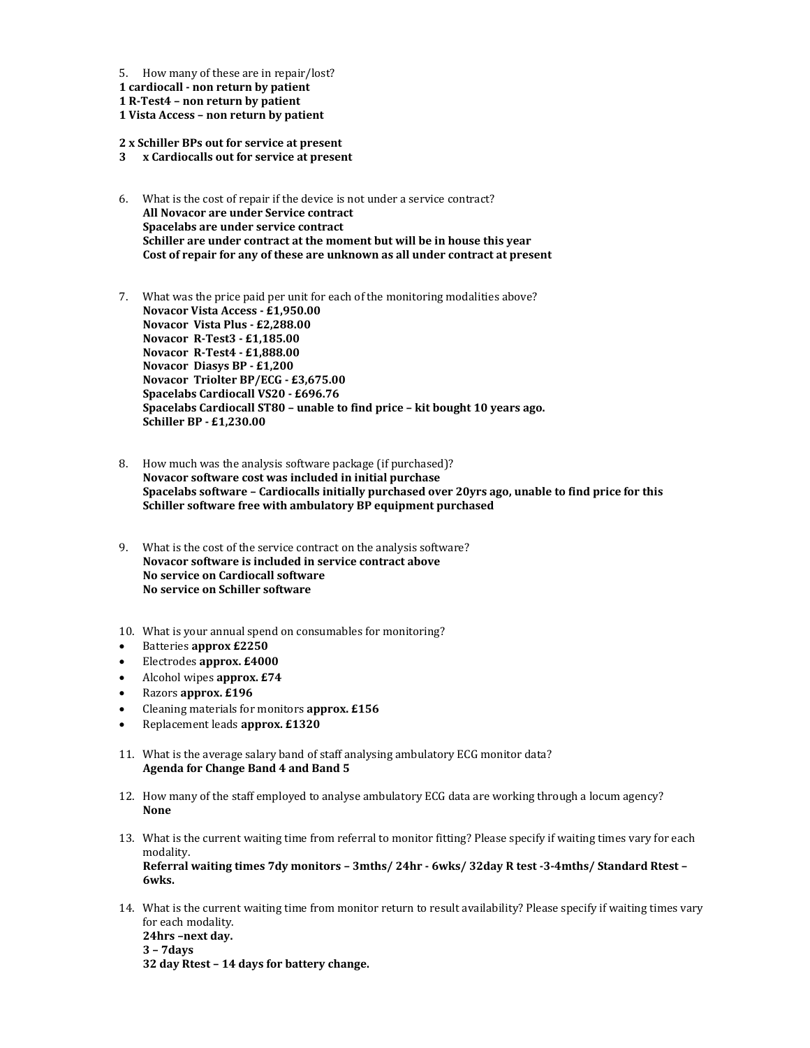5. How many of these are in repair/lost?

**1 cardiocall - non return by patient**
**1 R-Test4 – non return by patient**
**1 Vista Access – non return by patient**

**2 x Schiller BPs out for service at present**
**3 x Cardiocalls out for service at present**

6. What is the cost of repair if the device is not under a service contract?
   **All Novacor are under Service contract**
   **Spacelabs are under service contract**
   **Schiller are under contract at the moment but will be in house this year**
   **Cost of repair for any of these are unknown as all under contract at present**

7. What was the price paid per unit for each of the monitoring modalities above?
   **Novacor Vista Access - £1,950.00**
   **Novacor Vista Plus - £2,288.00**
   **Novacor R-Test3 - £1,185.00**
   **Novacor R-Test4 - £1,888.00**
   **Novacor Diasys BP - £1,200**
   **Novacor Triolter BP/ECG - £3,675.00**
   **Spacelabs Cardiocall VS20 - £696.76**
   **Spacelabs Cardiocall ST80 – unable to find price – kit bought 10 years ago.**
   **Schiller BP - £1,230.00**

8. How much was the analysis software package (if purchased)?
   **Novacor software cost was included in initial purchase**
   **Spacelabs software – Cardiocalls initially purchased over 20yrs ago, unable to find price for this**
   **Schiller software free with ambulatory BP equipment purchased**

9. What is the cost of the service contract on the analysis software?
   **Novacor software is included in service contract above**
   **No service on Cardiocall software**
   **No service on Schiller software**

10. What is your annual spend on consumables for monitoring?
    - Batteries **approx £2250**
    - Electrodes **approx. £4000**
    - Alcohol wipes **approx. £74**
    - Razors **approx. £196**
    - Cleaning materials for monitors **approx. £156**
    - Replacement leads **approx. £1320**

11. What is the average salary band of staff analysing ambulatory ECG monitor data?
    **Agenda for Change Band 4 and Band 5**

12. How many of the staff employed to analyse ambulatory ECG data are working through a locum agency?
    **None**

13. What is the current waiting time from referral to monitor fitting? Please specify if waiting times vary for each modality.
    **Referral waiting times 7dy monitors – 3mths/ 24hr - 6wks/ 32day R test -3-4mths/ Standard Rtest – 6wks.**

14. What is the current waiting time from monitor return to result availability? Please specify if waiting times vary for each modality.
    **24hrs –next day.**
    **3 – 7days**
    **32 day Rtest – 14 days for battery change.**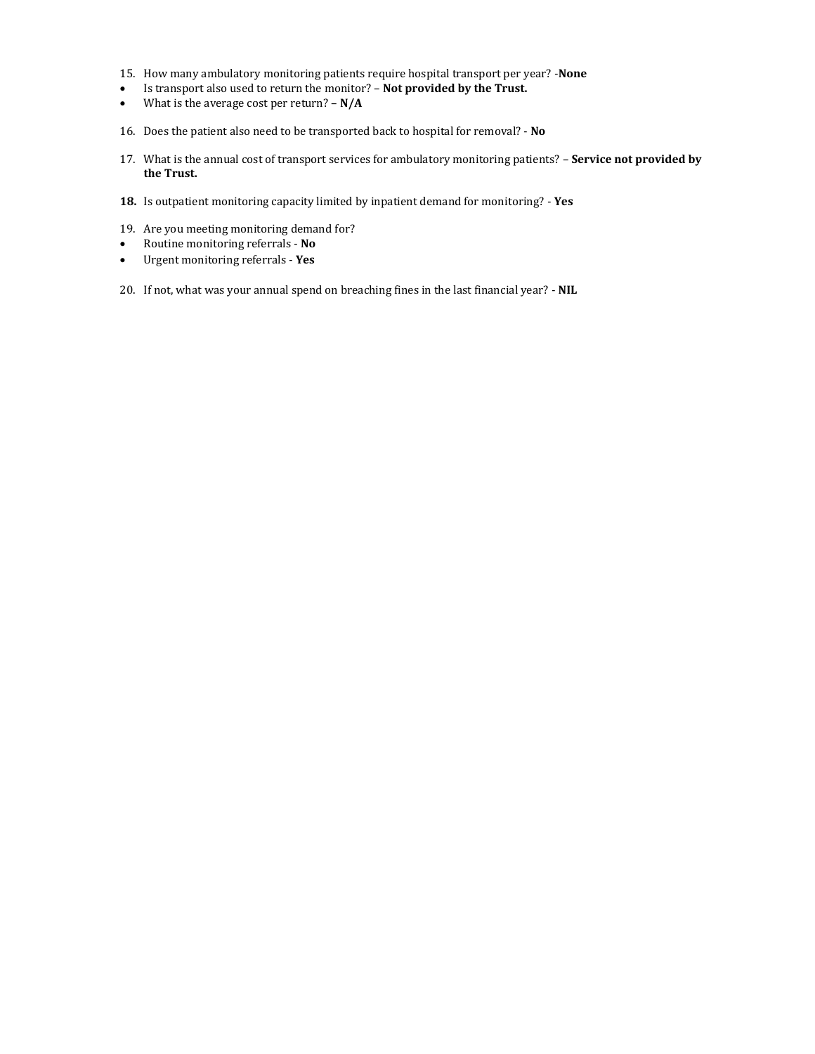15. How many ambulatory monitoring patients require hospital transport per year? -**None**

- Is transport also used to return the monitor? – **Not provided by the Trust.**
- What is the average cost per return? – **N/A**

16. Does the patient also need to be transported back to hospital for removal? - **No**

17. What is the annual cost of transport services for ambulatory monitoring patients? – **Service not provided by the Trust.**

**18.** Is outpatient monitoring capacity limited by inpatient demand for monitoring? - **Yes**

19. Are you meeting monitoring demand for?

- Routine monitoring referrals - **No**
- Urgent monitoring referrals - **Yes**

20. If not, what was your annual spend on breaching fines in the last financial year? - **NIL**